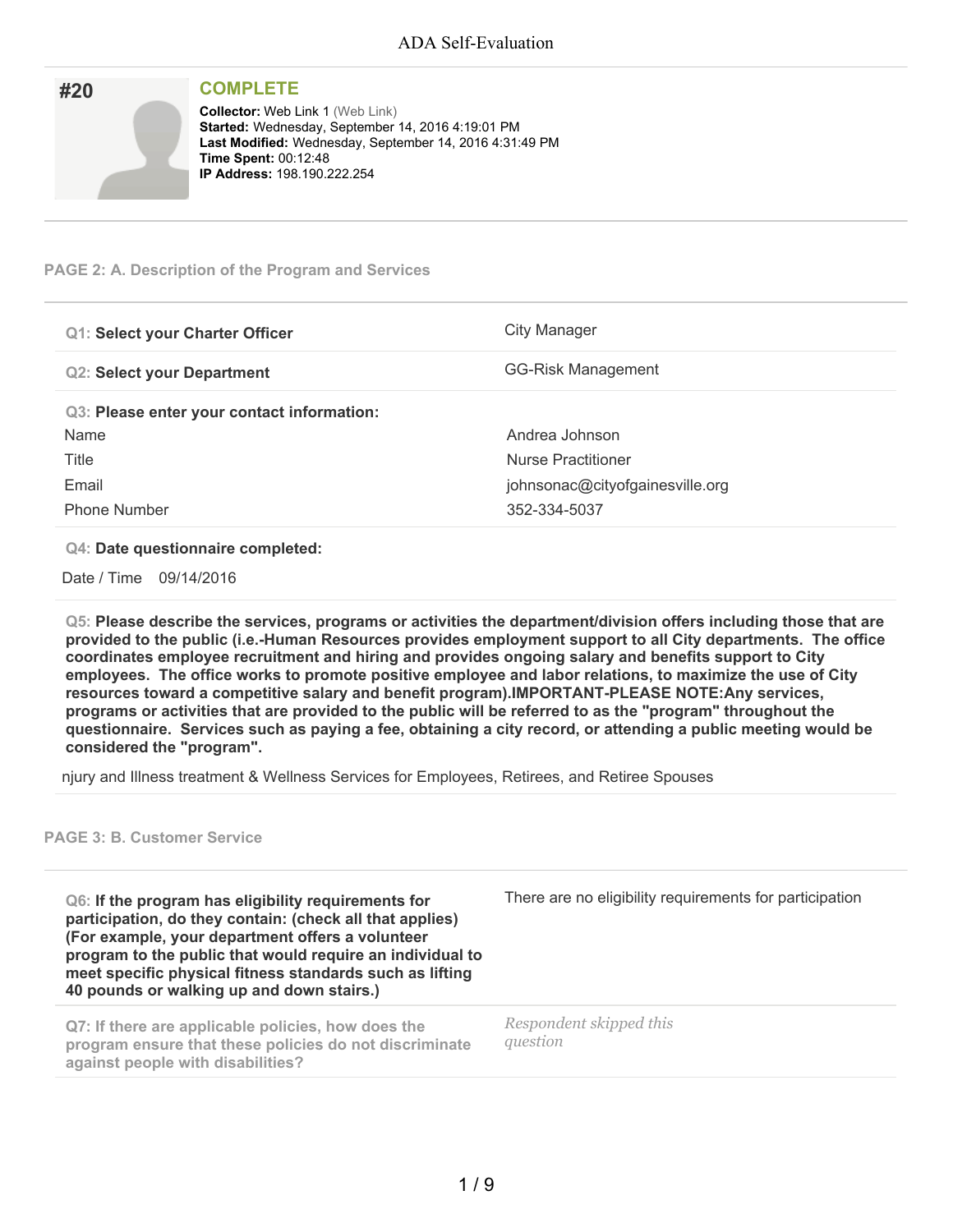# #20

## COMPLETE

**Collector:** Web Link 1 (Web Link)
**Started:** Wednesday, September 14, 2016 4:19:01 PM
**Last Modified:** Wednesday, September 14, 2016 4:31:49 PM
**Time Spent:** 00:12:48
**IP Address:** 198.190.222.254

### PAGE 2: A. Description of the Program and Services

| | |
|---|---|
| **Q1: Select your Charter Officer** | City Manager |
| **Q2: Select your Department** | GG-Risk Management |

**Q3: Please enter your contact information:**

| | |
|---|---|
| Name | Andrea Johnson |
| Title | Nurse Practitioner |
| Email | johnsonac@cityofgainesville.org |
| Phone Number | 352-334-5037 |

**Q4: Date questionnaire completed:**

Date / Time 09/14/2016

**Q5: Please describe the services, programs or activities the department/division offers including those that are provided to the public (i.e.-Human Resources provides employment support to all City departments. The office coordinates employee recruitment and hiring and provides ongoing salary and benefits support to City employees. The office works to promote positive employee and labor relations, to maximize the use of City resources toward a competitive salary and benefit program).IMPORTANT-PLEASE NOTE:Any services, programs or activities that are provided to the public will be referred to as the "program" throughout the questionnaire. Services such as paying a fee, obtaining a city record, or attending a public meeting would be considered the "program".**

njury and Illness treatment & Wellness Services for Employees, Retirees, and Retiree Spouses

### PAGE 3: B. Customer Service

| | |
|---|---|
| **Q6: If the program has eligibility requirements for participation, do they contain: (check all that applies) (For example, your department offers a volunteer program to the public that would require an individual to meet specific physical fitness standards such as lifting 40 pounds or walking up and down stairs.)** | There are no eligibility requirements for participation |
| Q7: If there are applicable policies, how does the program ensure that these policies do not discriminate against people with disabilities? | *Respondent skipped this question* |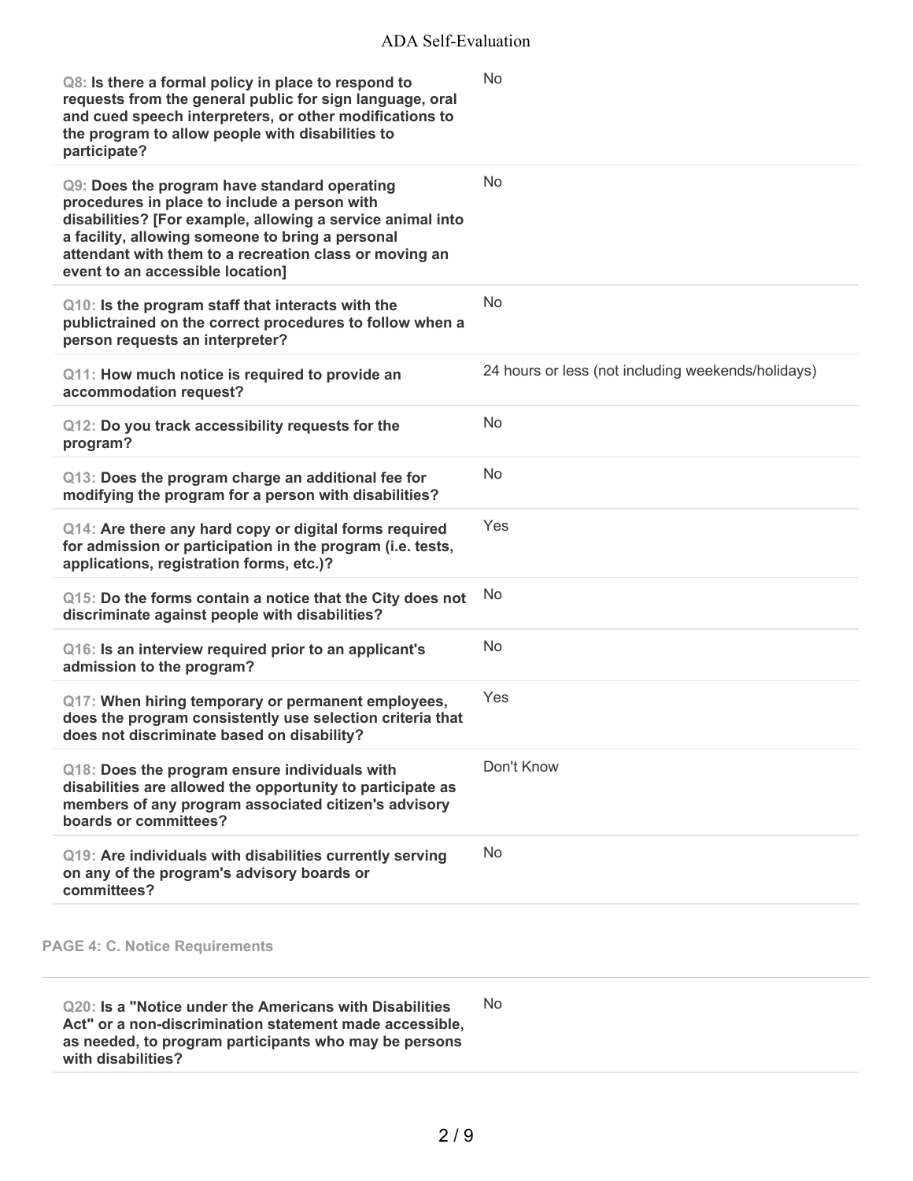| Question | Response |
| --- | --- |
| **Q8: Is there a formal policy in place to respond to requests from the general public for sign language, oral and cued speech interpreters, or other modifications to the program to allow people with disabilities to participate?** | No |
| **Q9: Does the program have standard operating procedures in place to include a person with disabilities? [For example, allowing a service animal into a facility, allowing someone to bring a personal attendant with them to a recreation class or moving an event to an accessible location]** | No |
| **Q10: Is the program staff that interacts with the publictrained on the correct procedures to follow when a person requests an interpreter?** | No |
| **Q11: How much notice is required to provide an accommodation request?** | 24 hours or less (not including weekends/holidays) |
| **Q12: Do you track accessibility requests for the program?** | No |
| **Q13: Does the program charge an additional fee for modifying the program for a person with disabilities?** | No |
| **Q14: Are there any hard copy or digital forms required for admission or participation in the program (i.e. tests, applications, registration forms, etc.)?** | Yes |
| **Q15: Do the forms contain a notice that the City does not discriminate against people with disabilities?** | No |
| **Q16: Is an interview required prior to an applicant's admission to the program?** | No |
| **Q17: When hiring temporary or permanent employees, does the program consistently use selection criteria that does not discriminate based on disability?** | Yes |
| **Q18: Does the program ensure individuals with disabilities are allowed the opportunity to participate as members of any program associated citizen's advisory boards or committees?** | Don't Know |
| **Q19: Are individuals with disabilities currently serving on any of the program's advisory boards or committees?** | No |

## PAGE 4: C. Notice Requirements

| Question | Response |
| --- | --- |
| **Q20: Is a "Notice under the Americans with Disabilities Act" or a non-discrimination statement made accessible, as needed, to program participants who may be persons with disabilities?** | No |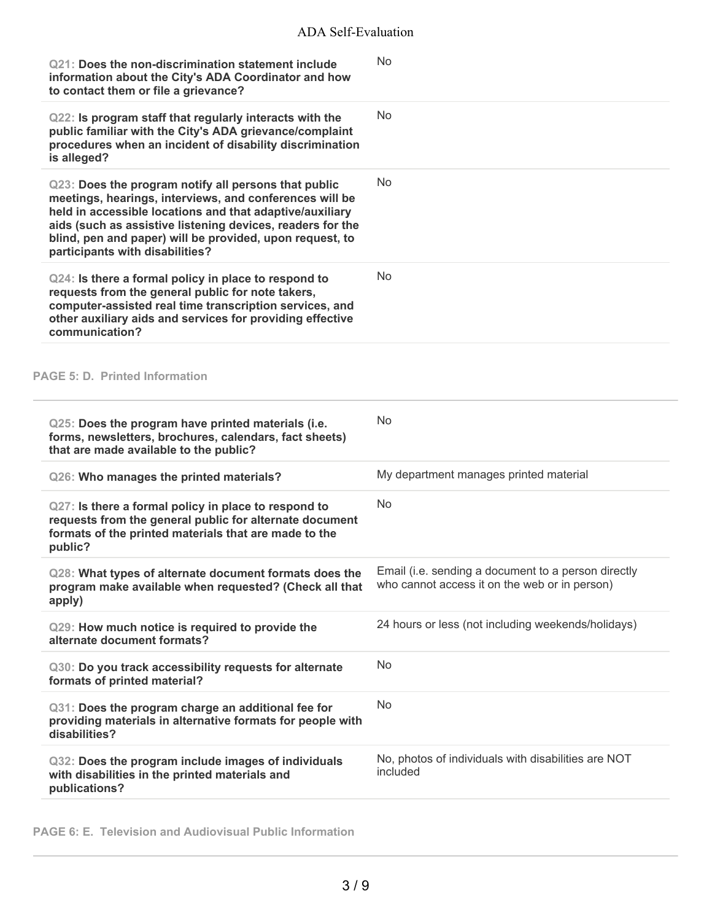| | |
|---|---|
| **Q21: Does the non-discrimination statement include information about the City's ADA Coordinator and how to contact them or file a grievance?** | No |
| **Q22: Is program staff that regularly interacts with the public familiar with the City's ADA grievance/complaint procedures when an incident of disability discrimination is alleged?** | No |
| **Q23: Does the program notify all persons that public meetings, hearings, interviews, and conferences will be held in accessible locations and that adaptive/auxiliary aids (such as assistive listening devices, readers for the blind, pen and paper) will be provided, upon request, to participants with disabilities?** | No |
| **Q24: Is there a formal policy in place to respond to requests from the general public for note takers, computer-assisted real time transcription services, and other auxiliary aids and services for providing effective communication?** | No |

## PAGE 5: D. Printed Information

| | |
|---|---|
| **Q25: Does the program have printed materials (i.e. forms, newsletters, brochures, calendars, fact sheets) that are made available to the public?** | No |
| **Q26: Who manages the printed materials?** | My department manages printed material |
| **Q27: Is there a formal policy in place to respond to requests from the general public for alternate document formats of the printed materials that are made to the public?** | No |
| **Q28: What types of alternate document formats does the program make available when requested? (Check all that apply)** | Email (i.e. sending a document to a person directly who cannot access it on the web or in person) |
| **Q29: How much notice is required to provide the alternate document formats?** | 24 hours or less (not including weekends/holidays) |
| **Q30: Do you track accessibility requests for alternate formats of printed material?** | No |
| **Q31: Does the program charge an additional fee for providing materials in alternative formats for people with disabilities?** | No |
| **Q32: Does the program include images of individuals with disabilities in the printed materials and publications?** | No, photos of individuals with disabilities are NOT included |

## PAGE 6: E. Television and Audiovisual Public Information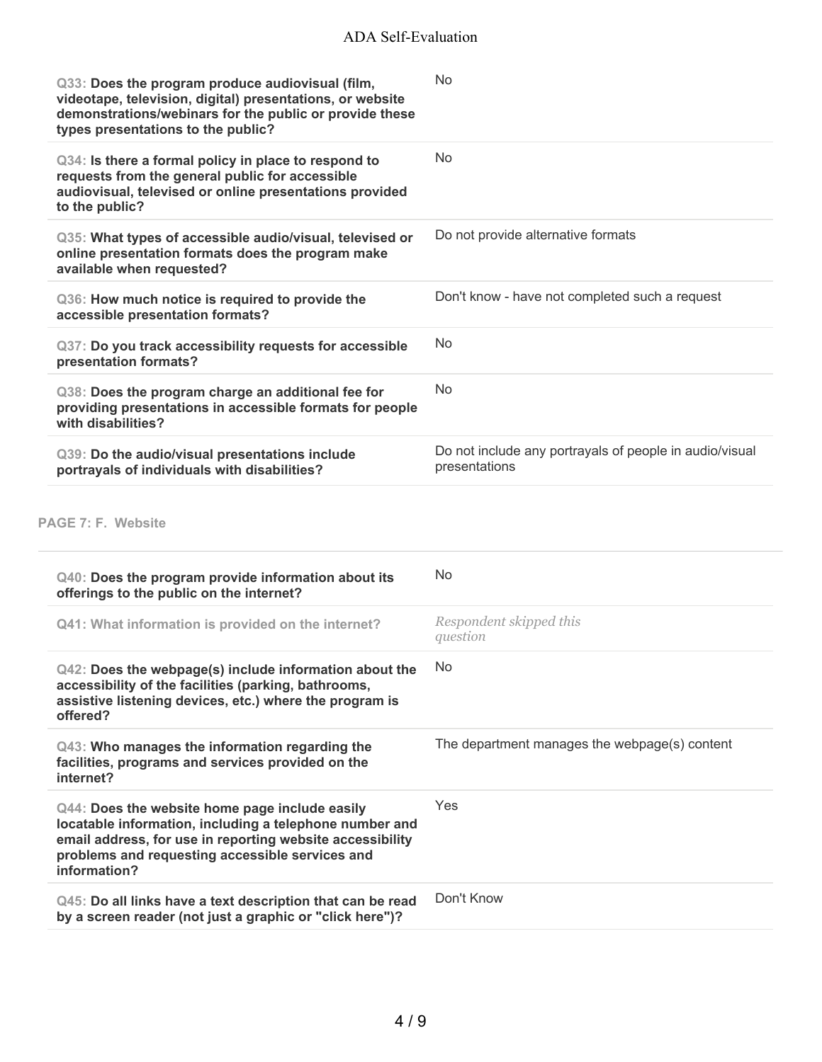| | |
|---|---|
| **Q33: Does the program produce audiovisual (film, videotape, television, digital) presentations, or website demonstrations/webinars for the public or provide these types presentations to the public?** | No |
| **Q34: Is there a formal policy in place to respond to requests from the general public for accessible audiovisual, televised or online presentations provided to the public?** | No |
| **Q35: What types of accessible audio/visual, televised or online presentation formats does the program make available when requested?** | Do not provide alternative formats |
| **Q36: How much notice is required to provide the accessible presentation formats?** | Don't know - have not completed such a request |
| **Q37: Do you track accessibility requests for accessible presentation formats?** | No |
| **Q38: Does the program charge an additional fee for providing presentations in accessible formats for people with disabilities?** | No |
| **Q39: Do the audio/visual presentations include portrayals of individuals with disabilities?** | Do not include any portrayals of people in audio/visual presentations |

## PAGE 7: F. Website

| | |
|---|---|
| **Q40: Does the program provide information about its offerings to the public on the internet?** | No |
| Q41: What information is provided on the internet? | *Respondent skipped this question* |
| **Q42: Does the webpage(s) include information about the accessibility of the facilities (parking, bathrooms, assistive listening devices, etc.) where the program is offered?** | No |
| **Q43: Who manages the information regarding the facilities, programs and services provided on the internet?** | The department manages the webpage(s) content |
| **Q44: Does the website home page include easily locatable information, including a telephone number and email address, for use in reporting website accessibility problems and requesting accessible services and information?** | Yes |
| **Q45: Do all links have a text description that can be read by a screen reader (not just a graphic or "click here")?** | Don't Know |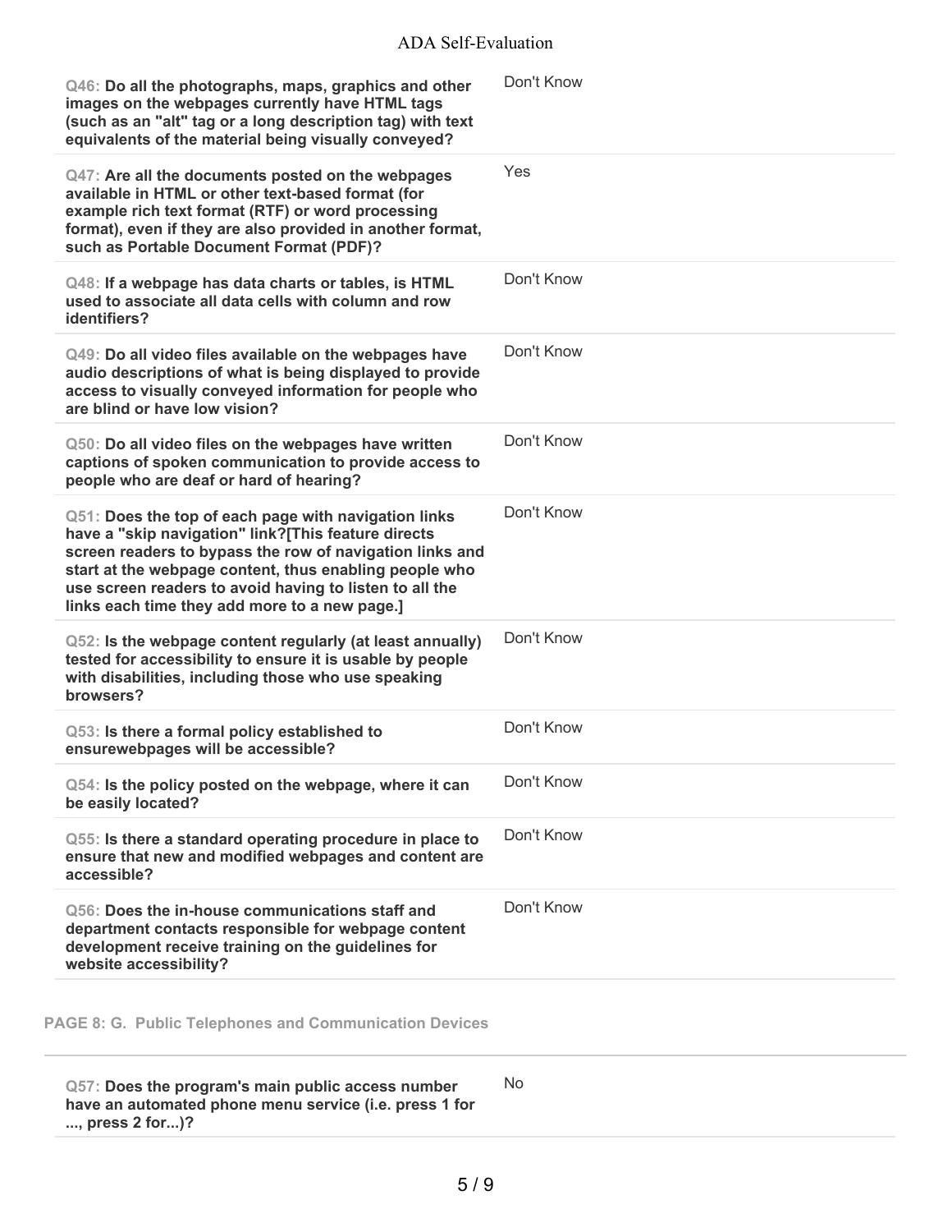| Question | Response |
|---|---|
| **Q46: Do all the photographs, maps, graphics and other images on the webpages currently have HTML tags (such as an "alt" tag or a long description tag) with text equivalents of the material being visually conveyed?** | Don't Know |
| **Q47: Are all the documents posted on the webpages available in HTML or other text-based format (for example rich text format (RTF) or word processing format), even if they are also provided in another format, such as Portable Document Format (PDF)?** | Yes |
| **Q48: If a webpage has data charts or tables, is HTML used to associate all data cells with column and row identifiers?** | Don't Know |
| **Q49: Do all video files available on the webpages have audio descriptions of what is being displayed to provide access to visually conveyed information for people who are blind or have low vision?** | Don't Know |
| **Q50: Do all video files on the webpages have written captions of spoken communication to provide access to people who are deaf or hard of hearing?** | Don't Know |
| **Q51: Does the top of each page with navigation links have a "skip navigation" link?[This feature directs screen readers to bypass the row of navigation links and start at the webpage content, thus enabling people who use screen readers to avoid having to listen to all the links each time they add more to a new page.]** | Don't Know |
| **Q52: Is the webpage content regularly (at least annually) tested for accessibility to ensure it is usable by people with disabilities, including those who use speaking browsers?** | Don't Know |
| **Q53: Is there a formal policy established to ensurewebpages will be accessible?** | Don't Know |
| **Q54: Is the policy posted on the webpage, where it can be easily located?** | Don't Know |
| **Q55: Is there a standard operating procedure in place to ensure that new and modified webpages and content are accessible?** | Don't Know |
| **Q56: Does the in-house communications staff and department contacts responsible for webpage content development receive training on the guidelines for website accessibility?** | Don't Know |

## PAGE 8: G. Public Telephones and Communication Devices

| Question | Response |
|---|---|
| **Q57: Does the program's main public access number have an automated phone menu service (i.e. press 1 for ..., press 2 for...)?** | No |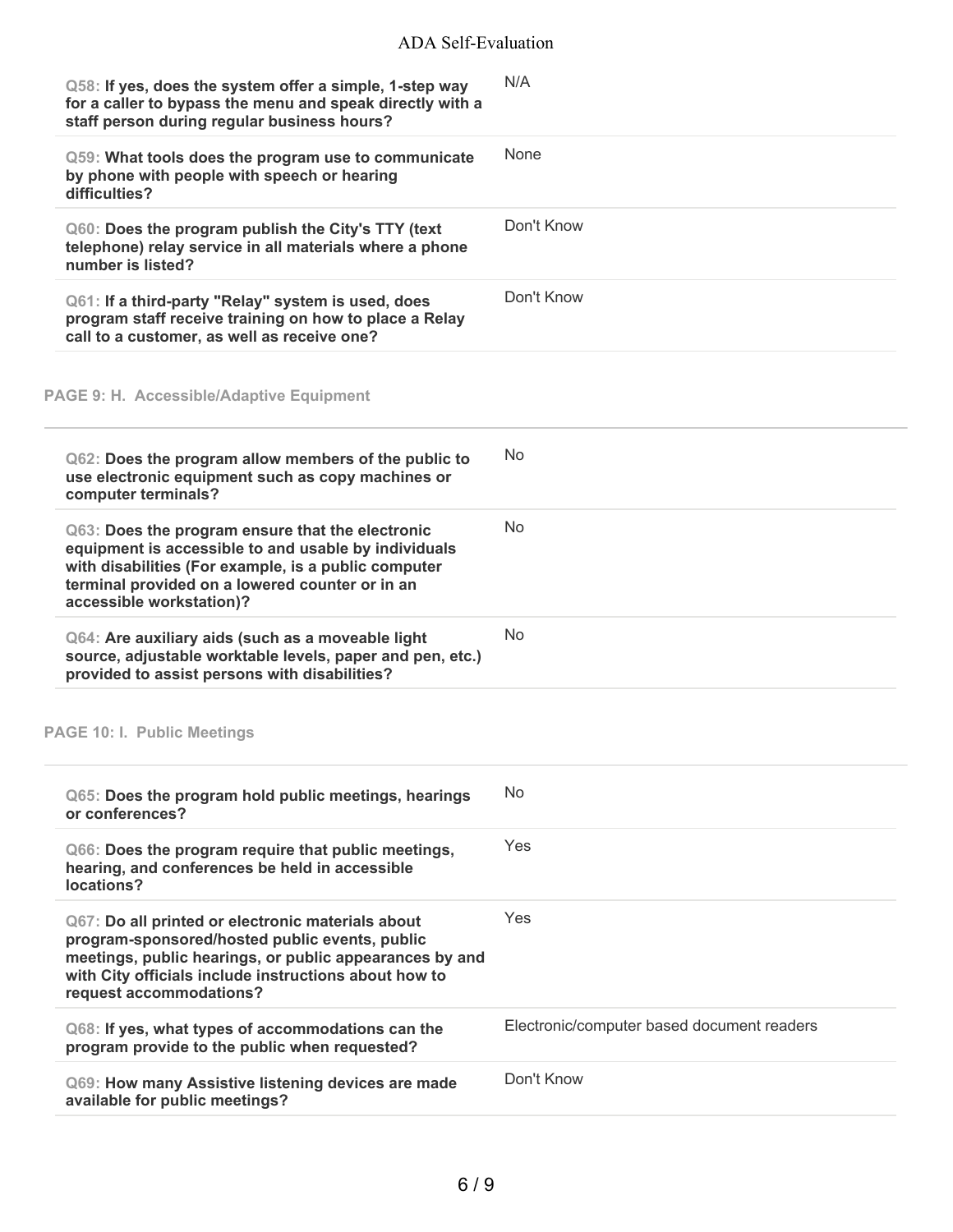**Q58:** **If yes, does the system offer a simple, 1-step way for a caller to bypass the menu and speak directly with a staff person during regular business hours?**

N/A

**Q59:** **What tools does the program use to communicate by phone with people with speech or hearing difficulties?**

None

**Q60:** **Does the program publish the City's TTY (text telephone) relay service in all materials where a phone number is listed?**

Don't Know

**Q61:** **If a third-party "Relay" system is used, does program staff receive training on how to place a Relay call to a customer, as well as receive one?**

Don't Know

## PAGE 9: H. Accessible/Adaptive Equipment

**Q62:** **Does the program allow members of the public to use electronic equipment such as copy machines or computer terminals?**

No

**Q63:** **Does the program ensure that the electronic equipment is accessible to and usable by individuals with disabilities (For example, is a public computer terminal provided on a lowered counter or in an accessible workstation)?**

No

**Q64:** **Are auxiliary aids (such as a moveable light source, adjustable worktable levels, paper and pen, etc.) provided to assist persons with disabilities?**

No

## PAGE 10: I. Public Meetings

**Q65:** **Does the program hold public meetings, hearings or conferences?**

No

**Q66:** **Does the program require that public meetings, hearing, and conferences be held in accessible locations?**

Yes

**Q67:** **Do all printed or electronic materials about program-sponsored/hosted public events, public meetings, public hearings, or public appearances by and with City officials include instructions about how to request accommodations?**

Yes

**Q68:** **If yes, what types of accommodations can the program provide to the public when requested?**

Electronic/computer based document readers

**Q69:** **How many Assistive listening devices are made available for public meetings?**

Don't Know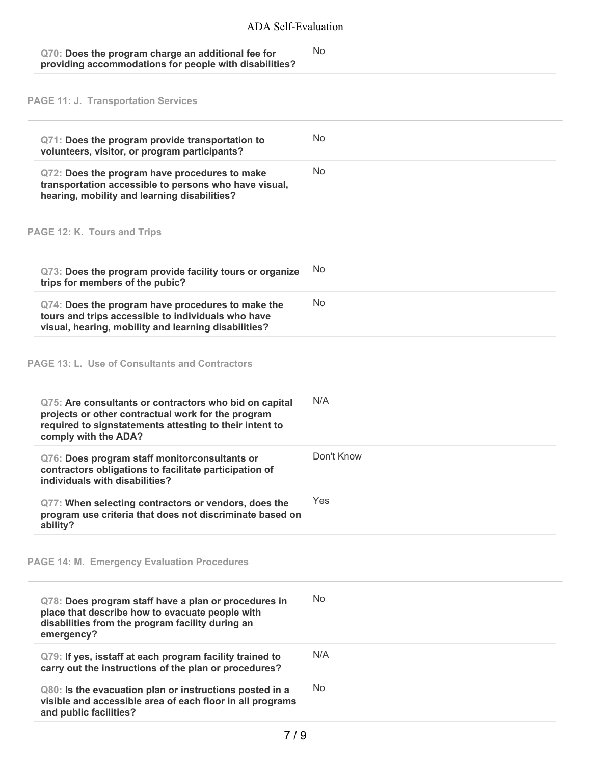| Question | Answer |
|---|---|
| **Q70: Does the program charge an additional fee for providing accommodations for people with disabilities?** | No |

## PAGE 11: J. Transportation Services

| Question | Answer |
|---|---|
| **Q71: Does the program provide transportation to volunteers, visitor, or program participants?** | No |
| **Q72: Does the program have procedures to make transportation accessible to persons who have visual, hearing, mobility and learning disabilities?** | No |

## PAGE 12: K. Tours and Trips

| Question | Answer |
|---|---|
| **Q73: Does the program provide facility tours or organize trips for members of the pubic?** | No |
| **Q74: Does the program have procedures to make the tours and trips accessible to individuals who have visual, hearing, mobility and learning disabilities?** | No |

## PAGE 13: L. Use of Consultants and Contractors

| Question | Answer |
|---|---|
| **Q75: Are consultants or contractors who bid on capital projects or other contractual work for the program required to signstatements attesting to their intent to comply with the ADA?** | N/A |
| **Q76: Does program staff monitorconsultants or contractors obligations to facilitate participation of individuals with disabilities?** | Don't Know |
| **Q77: When selecting contractors or vendors, does the program use criteria that does not discriminate based on ability?** | Yes |

## PAGE 14: M. Emergency Evaluation Procedures

| Question | Answer |
|---|---|
| **Q78: Does program staff have a plan or procedures in place that describe how to evacuate people with disabilities from the program facility during an emergency?** | No |
| **Q79: If yes, isstaff at each program facility trained to carry out the instructions of the plan or procedures?** | N/A |
| **Q80: Is the evacuation plan or instructions posted in a visible and accessible area of each floor in all programs and public facilities?** | No |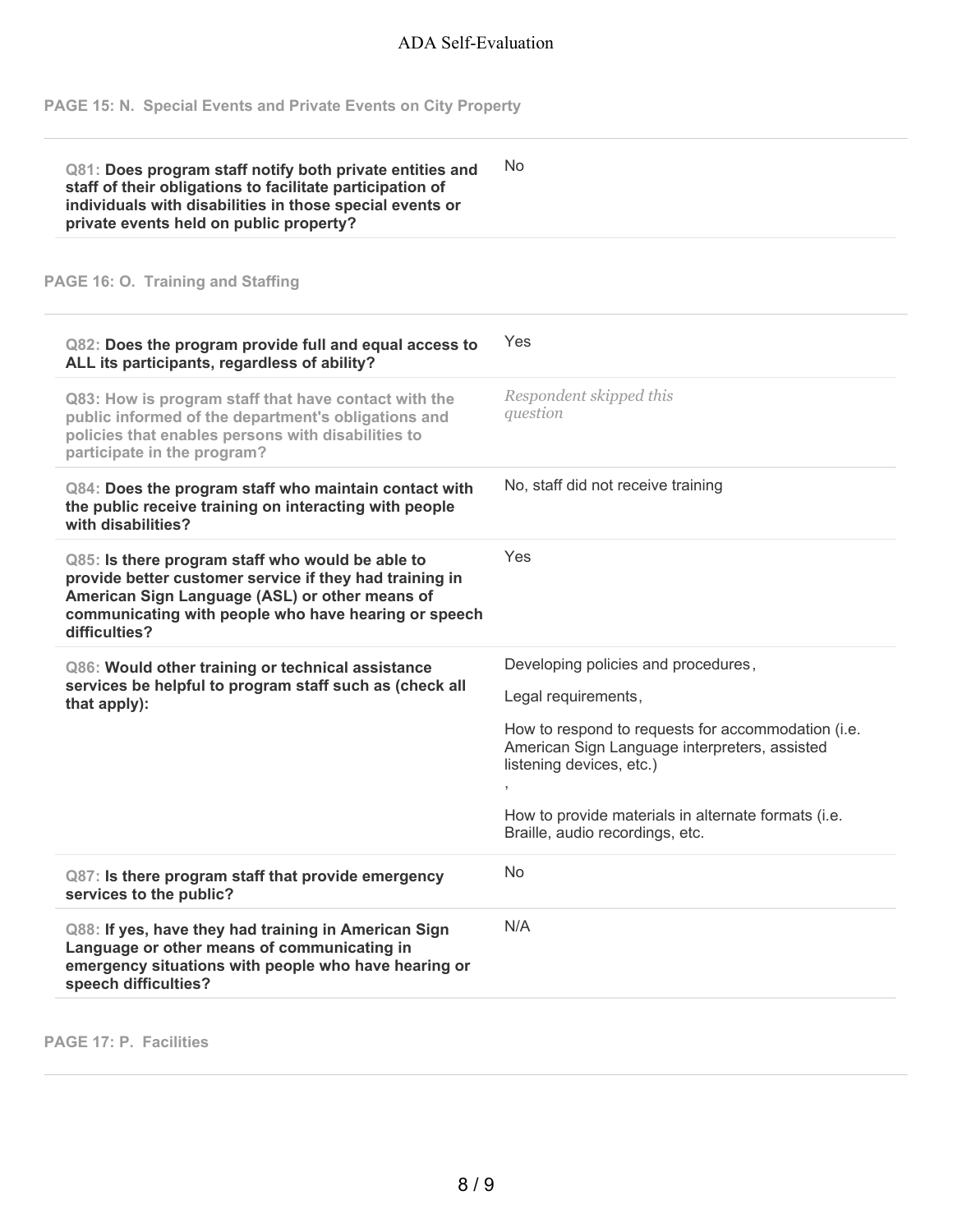**PAGE 15: N. Special Events and Private Events on City Property**

| Question | Response |
| --- | --- |
| **Q81: Does program staff notify both private entities and staff of their obligations to facilitate participation of individuals with disabilities in those special events or private events held on public property?** | No |

**PAGE 16: O. Training and Staffing**

| Question | Response |
| --- | --- |
| **Q82: Does the program provide full and equal access to ALL its participants, regardless of ability?** | Yes |
| Q83: How is program staff that have contact with the public informed of the department's obligations and policies that enables persons with disabilities to participate in the program? | *Respondent skipped this question* |
| **Q84: Does the program staff who maintain contact with the public receive training on interacting with people with disabilities?** | No, staff did not receive training |
| **Q85: Is there program staff who would be able to provide better customer service if they had training in American Sign Language (ASL) or other means of communicating with people who have hearing or speech difficulties?** | Yes |
| **Q86: Would other training or technical assistance services be helpful to program staff such as (check all that apply):** | Developing policies and procedures, <br> Legal requirements, <br> How to respond to requests for accommodation (i.e. American Sign Language interpreters, assisted listening devices, etc.) <br> , <br> How to provide materials in alternate formats (i.e. Braille, audio recordings, etc. |
| **Q87: Is there program staff that provide emergency services to the public?** | No |
| **Q88: If yes, have they had training in American Sign Language or other means of communicating in emergency situations with people who have hearing or speech difficulties?** | N/A |

**PAGE 17: P. Facilities**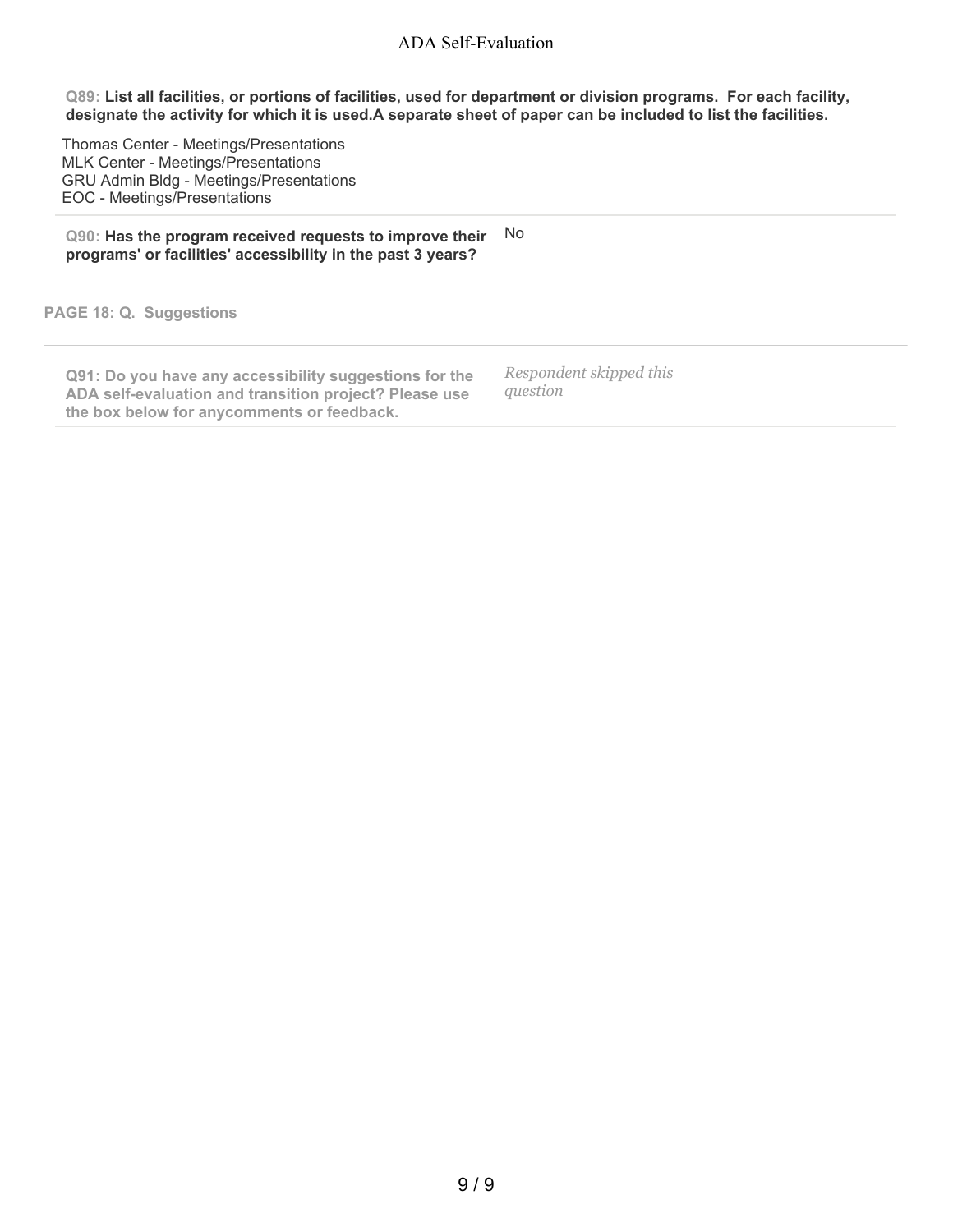**Q89: List all facilities, or portions of facilities, used for department or division programs. For each facility, designate the activity for which it is used.A separate sheet of paper can be included to list the facilities.**

Thomas Center - Meetings/Presentations
MLK Center - Meetings/Presentations
GRU Admin Bldg - Meetings/Presentations
EOC - Meetings/Presentations

**Q90: Has the program received requests to improve their programs' or facilities' accessibility in the past 3 years?** No

## PAGE 18: Q. Suggestions

**Q91: Do you have any accessibility suggestions for the ADA self-evaluation and transition project? Please use the box below for anycomments or feedback.** *Respondent skipped this question*